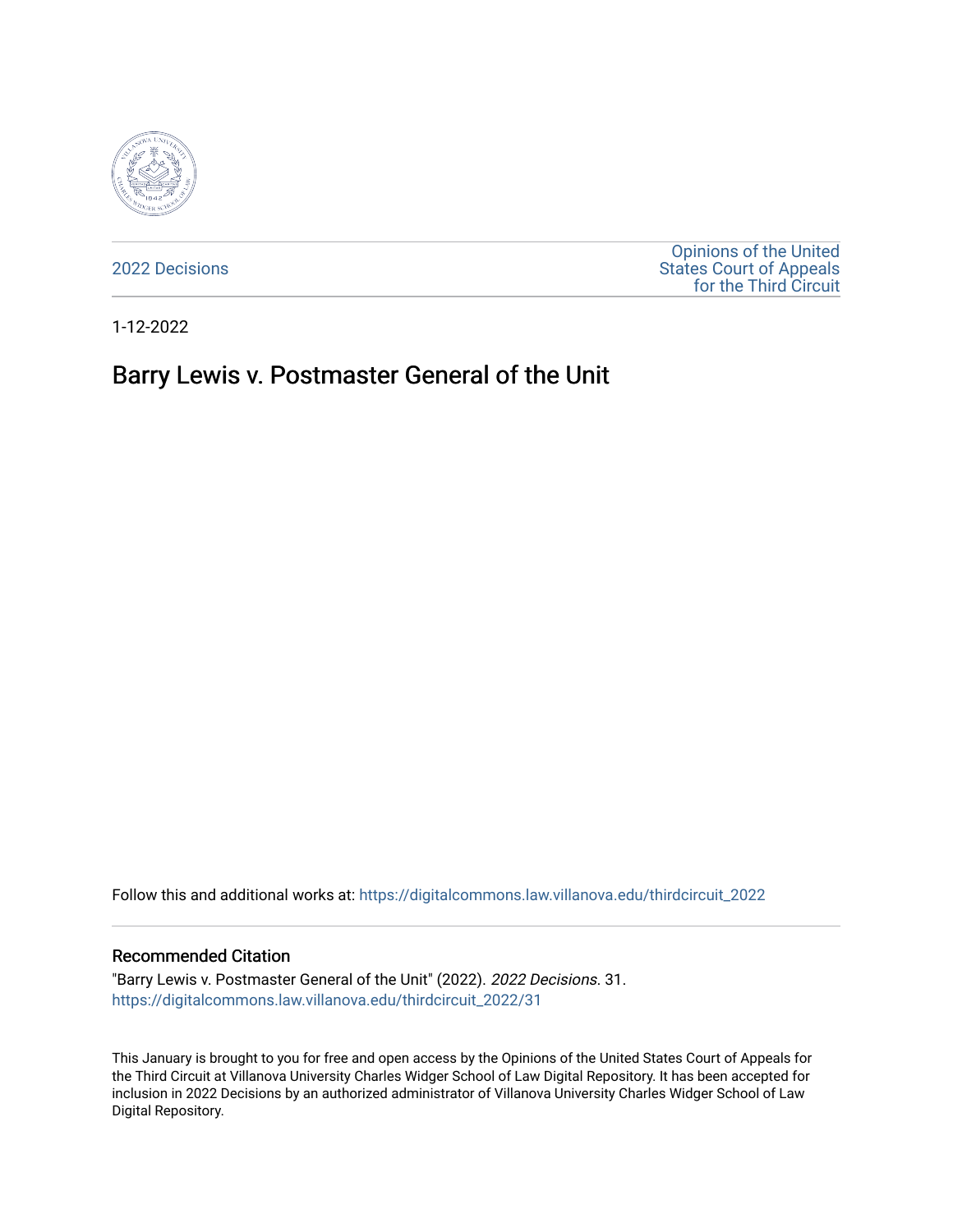2022 Decisions

Opinions of the United States Court of Appeals for the Third Circuit

1-12-2022

# Barry Lewis v. Postmaster General of the Unit

Follow this and additional works at: https://digitalcommons.law.villanova.edu/thirdcircuit_2022

## Recommended Citation

"Barry Lewis v. Postmaster General of the Unit" (2022). *2022 Decisions*. 31.
https://digitalcommons.law.villanova.edu/thirdcircuit_2022/31

This January is brought to you for free and open access by the Opinions of the United States Court of Appeals for the Third Circuit at Villanova University Charles Widger School of Law Digital Repository. It has been accepted for inclusion in 2022 Decisions by an authorized administrator of Villanova University Charles Widger School of Law Digital Repository.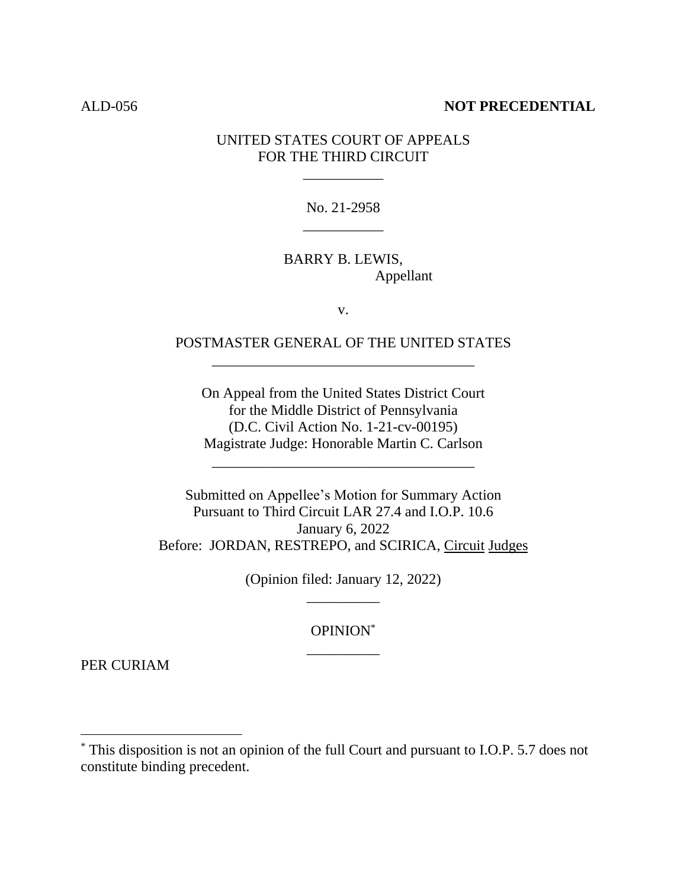ALD-056 **NOT PRECEDENTIAL**

UNITED STATES COURT OF APPEALS
FOR THE THIRD CIRCUIT

___________

No. 21-2958

___________

BARRY B. LEWIS,
Appellant

v.

POSTMASTER GENERAL OF THE UNITED STATES

____________________________________

On Appeal from the United States District Court
for the Middle District of Pennsylvania
(D.C. Civil Action No. 1-21-cv-00195)
Magistrate Judge: Honorable Martin C. Carlson

____________________________________

Submitted on Appellee's Motion for Summary Action
Pursuant to Third Circuit LAR 27.4 and I.O.P. 10.6
January 6, 2022
Before: JORDAN, RESTREPO, and SCIRICA, Circuit Judges

(Opinion filed: January 12, 2022)

__________

OPINION[*]

__________

PER CURIAM

---

[*] This disposition is not an opinion of the full Court and pursuant to I.O.P. 5.7 does not constitute binding precedent.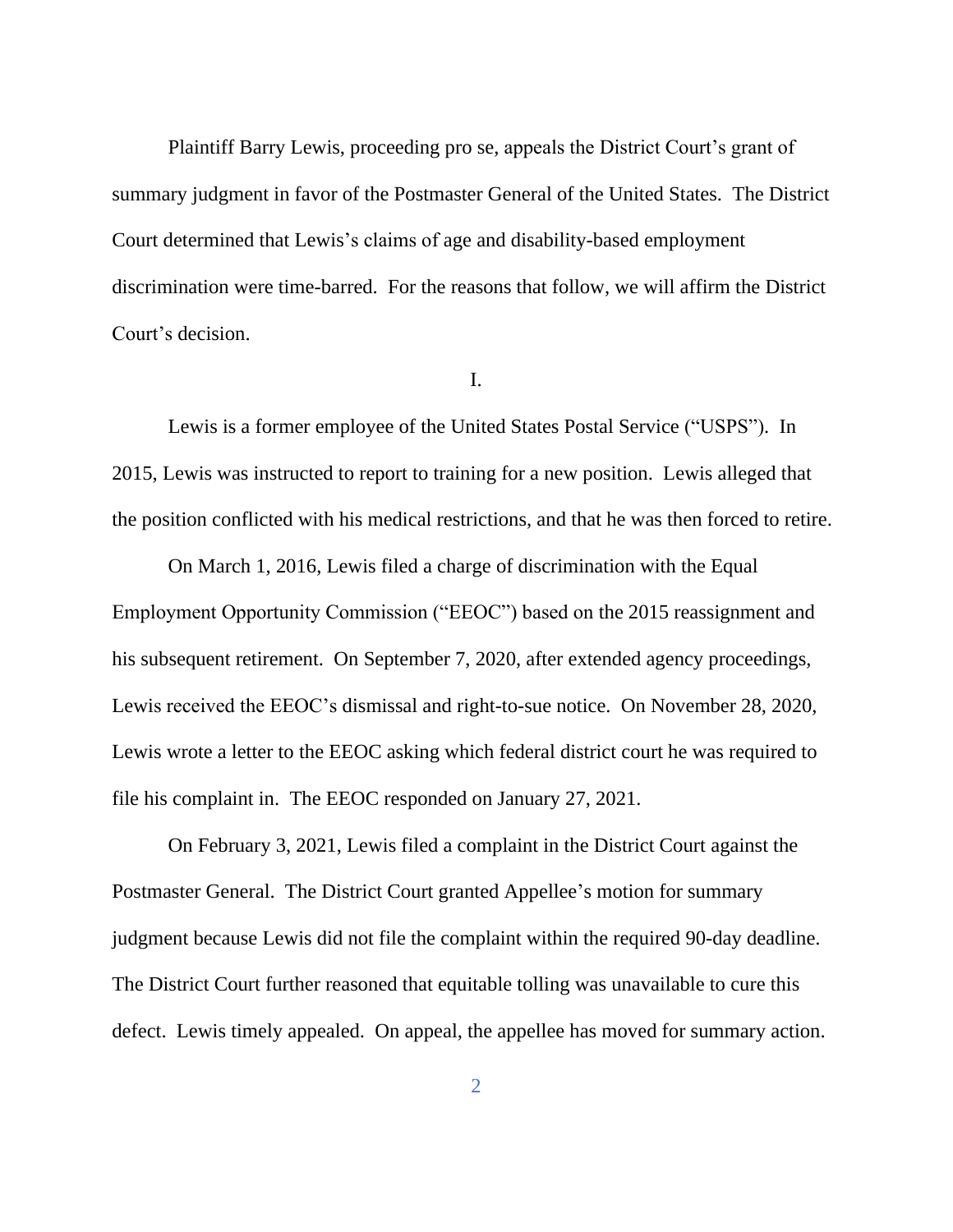Plaintiff Barry Lewis, proceeding pro se, appeals the District Court's grant of summary judgment in favor of the Postmaster General of the United States. The District Court determined that Lewis's claims of age and disability-based employment discrimination were time-barred. For the reasons that follow, we will affirm the District Court's decision.

I.

Lewis is a former employee of the United States Postal Service ("USPS"). In 2015, Lewis was instructed to report to training for a new position. Lewis alleged that the position conflicted with his medical restrictions, and that he was then forced to retire.

On March 1, 2016, Lewis filed a charge of discrimination with the Equal Employment Opportunity Commission ("EEOC") based on the 2015 reassignment and his subsequent retirement. On September 7, 2020, after extended agency proceedings, Lewis received the EEOC's dismissal and right-to-sue notice. On November 28, 2020, Lewis wrote a letter to the EEOC asking which federal district court he was required to file his complaint in. The EEOC responded on January 27, 2021.

On February 3, 2021, Lewis filed a complaint in the District Court against the Postmaster General. The District Court granted Appellee's motion for summary judgment because Lewis did not file the complaint within the required 90-day deadline. The District Court further reasoned that equitable tolling was unavailable to cure this defect. Lewis timely appealed. On appeal, the appellee has moved for summary action.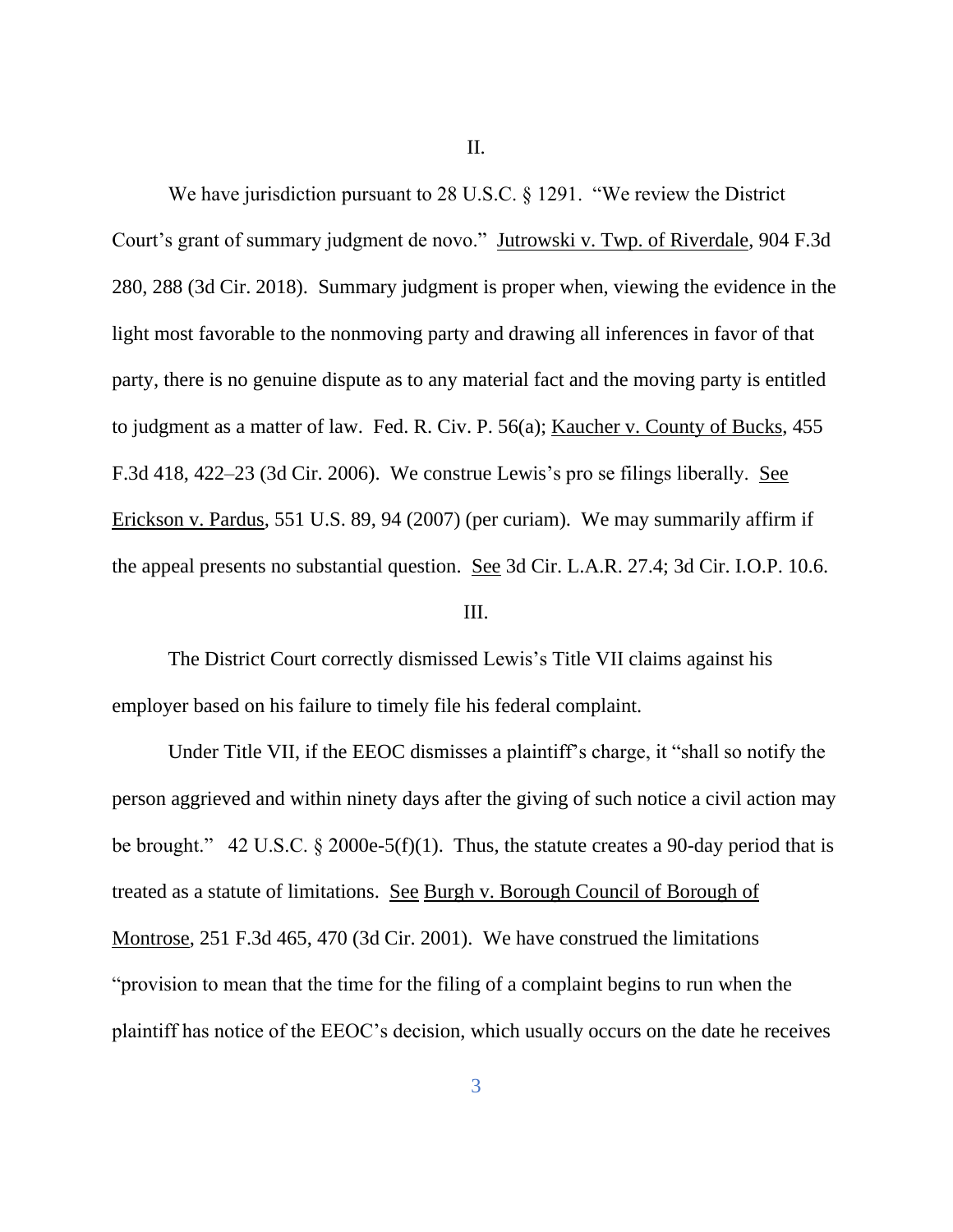II.

We have jurisdiction pursuant to 28 U.S.C. § 1291. "We review the District Court's grant of summary judgment de novo." Jutrowski v. Twp. of Riverdale, 904 F.3d 280, 288 (3d Cir. 2018). Summary judgment is proper when, viewing the evidence in the light most favorable to the nonmoving party and drawing all inferences in favor of that party, there is no genuine dispute as to any material fact and the moving party is entitled to judgment as a matter of law. Fed. R. Civ. P. 56(a); Kaucher v. County of Bucks, 455 F.3d 418, 422–23 (3d Cir. 2006). We construe Lewis's pro se filings liberally. See Erickson v. Pardus, 551 U.S. 89, 94 (2007) (per curiam). We may summarily affirm if the appeal presents no substantial question. See 3d Cir. L.A.R. 27.4; 3d Cir. I.O.P. 10.6.

III.

The District Court correctly dismissed Lewis's Title VII claims against his employer based on his failure to timely file his federal complaint.

Under Title VII, if the EEOC dismisses a plaintiff's charge, it "shall so notify the person aggrieved and within ninety days after the giving of such notice a civil action may be brought." 42 U.S.C. § 2000e-5(f)(1). Thus, the statute creates a 90-day period that is treated as a statute of limitations. See Burgh v. Borough Council of Borough of Montrose, 251 F.3d 465, 470 (3d Cir. 2001). We have construed the limitations "provision to mean that the time for the filing of a complaint begins to run when the plaintiff has notice of the EEOC's decision, which usually occurs on the date he receives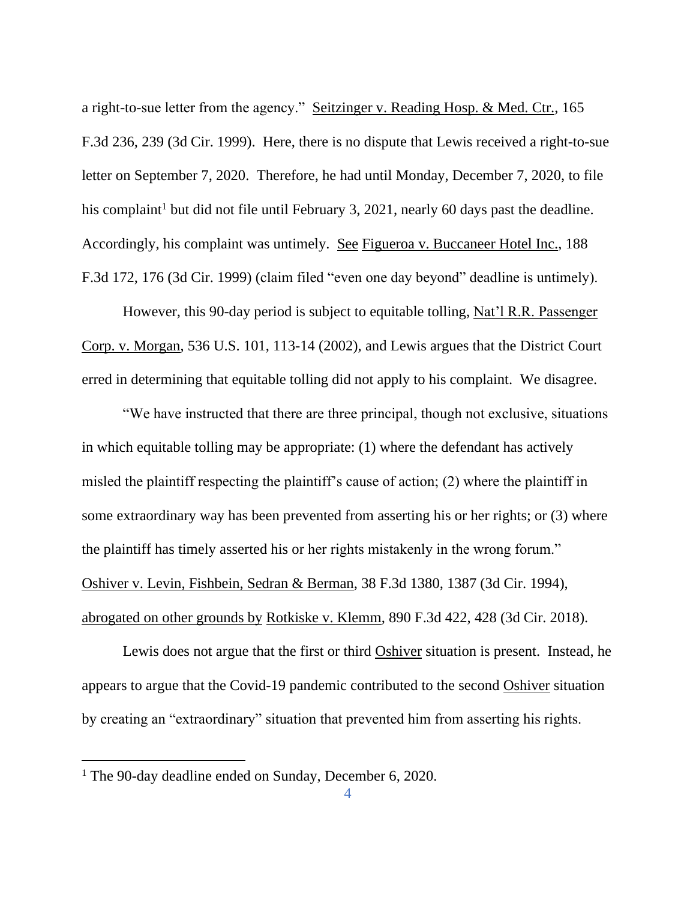a right-to-sue letter from the agency." Seitzinger v. Reading Hosp. & Med. Ctr., 165 F.3d 236, 239 (3d Cir. 1999). Here, there is no dispute that Lewis received a right-to-sue letter on September 7, 2020. Therefore, he had until Monday, December 7, 2020, to file his complaint[1] but did not file until February 3, 2021, nearly 60 days past the deadline. Accordingly, his complaint was untimely. See Figueroa v. Buccaneer Hotel Inc., 188 F.3d 172, 176 (3d Cir. 1999) (claim filed "even one day beyond" deadline is untimely).

However, this 90-day period is subject to equitable tolling, Nat'l R.R. Passenger Corp. v. Morgan, 536 U.S. 101, 113-14 (2002), and Lewis argues that the District Court erred in determining that equitable tolling did not apply to his complaint. We disagree.

"We have instructed that there are three principal, though not exclusive, situations in which equitable tolling may be appropriate: (1) where the defendant has actively misled the plaintiff respecting the plaintiff's cause of action; (2) where the plaintiff in some extraordinary way has been prevented from asserting his or her rights; or (3) where the plaintiff has timely asserted his or her rights mistakenly in the wrong forum." Oshiver v. Levin, Fishbein, Sedran & Berman, 38 F.3d 1380, 1387 (3d Cir. 1994), abrogated on other grounds by Rotkiske v. Klemm, 890 F.3d 422, 428 (3d Cir. 2018).

Lewis does not argue that the first or third Oshiver situation is present. Instead, he appears to argue that the Covid-19 pandemic contributed to the second Oshiver situation by creating an "extraordinary" situation that prevented him from asserting his rights.

[1] The 90-day deadline ended on Sunday, December 6, 2020.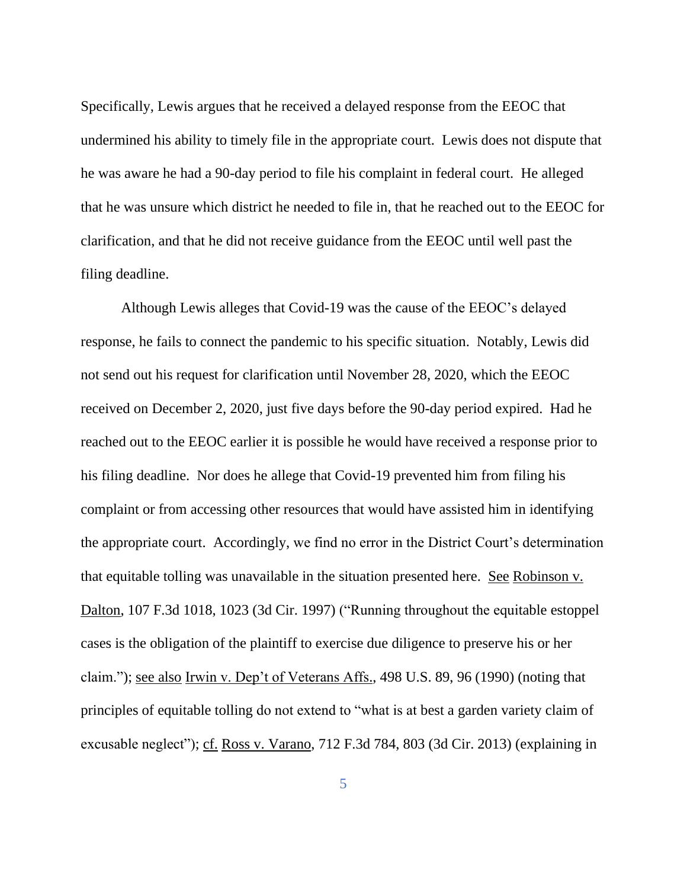Specifically, Lewis argues that he received a delayed response from the EEOC that undermined his ability to timely file in the appropriate court. Lewis does not dispute that he was aware he had a 90-day period to file his complaint in federal court. He alleged that he was unsure which district he needed to file in, that he reached out to the EEOC for clarification, and that he did not receive guidance from the EEOC until well past the filing deadline.

Although Lewis alleges that Covid-19 was the cause of the EEOC's delayed response, he fails to connect the pandemic to his specific situation. Notably, Lewis did not send out his request for clarification until November 28, 2020, which the EEOC received on December 2, 2020, just five days before the 90-day period expired. Had he reached out to the EEOC earlier it is possible he would have received a response prior to his filing deadline. Nor does he allege that Covid-19 prevented him from filing his complaint or from accessing other resources that would have assisted him in identifying the appropriate court. Accordingly, we find no error in the District Court's determination that equitable tolling was unavailable in the situation presented here. See Robinson v. Dalton, 107 F.3d 1018, 1023 (3d Cir. 1997) ("Running throughout the equitable estoppel cases is the obligation of the plaintiff to exercise due diligence to preserve his or her claim."); see also Irwin v. Dep't of Veterans Affs., 498 U.S. 89, 96 (1990) (noting that principles of equitable tolling do not extend to "what is at best a garden variety claim of excusable neglect"); cf. Ross v. Varano, 712 F.3d 784, 803 (3d Cir. 2013) (explaining in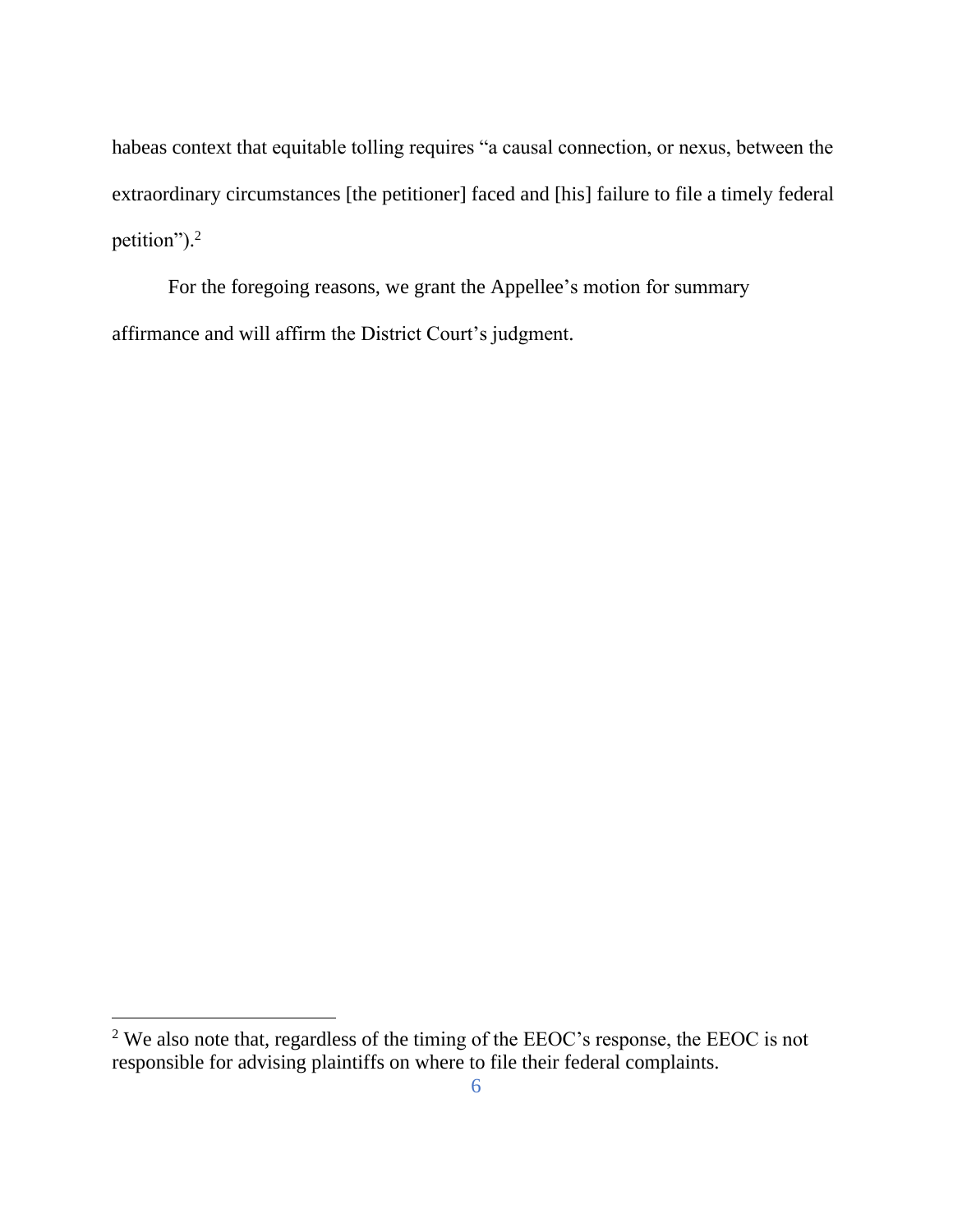habeas context that equitable tolling requires "a causal connection, or nexus, between the extraordinary circumstances [the petitioner] faced and [his] failure to file a timely federal petition").[2]

For the foregoing reasons, we grant the Appellee's motion for summary affirmance and will affirm the District Court's judgment.

---

[2] We also note that, regardless of the timing of the EEOC's response, the EEOC is not responsible for advising plaintiffs on where to file their federal complaints.